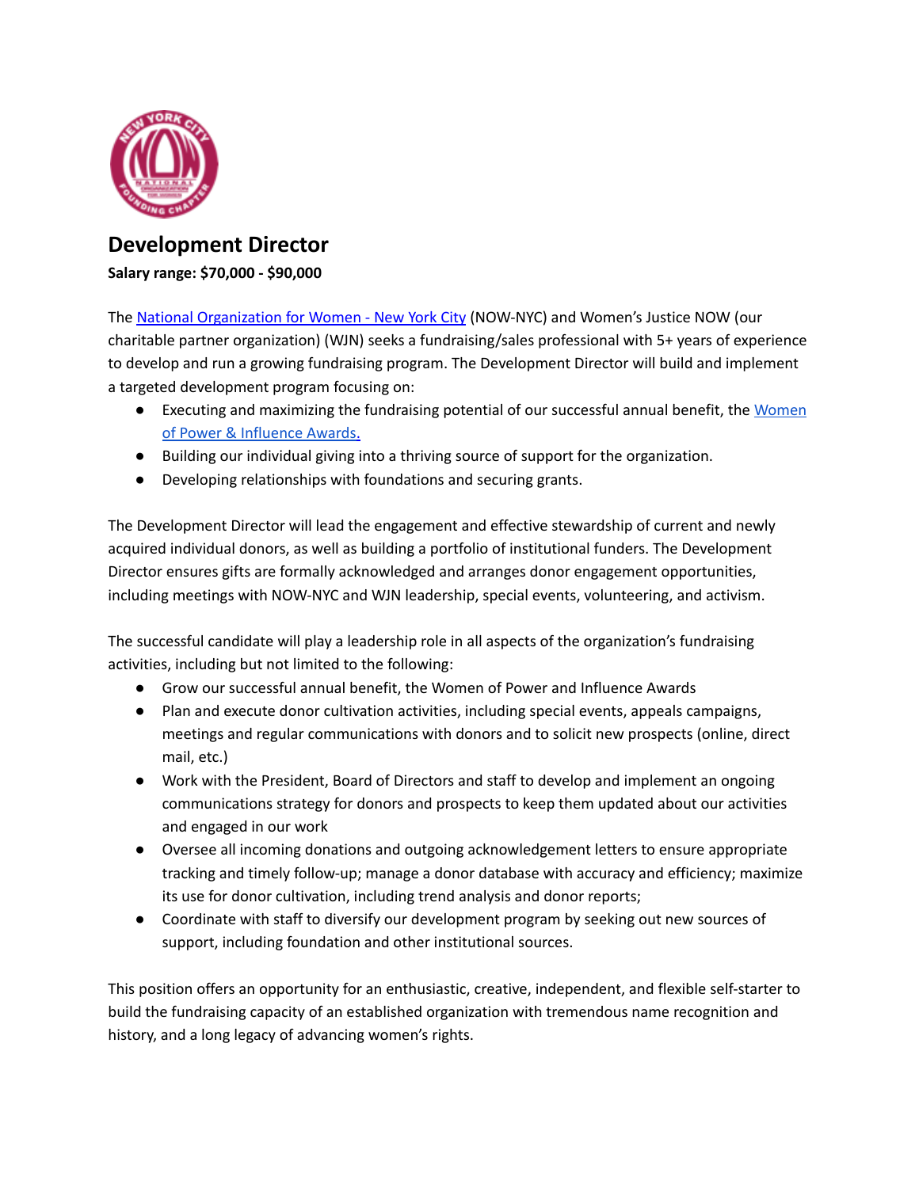# Development Director

**Salary range: $70,000 - $90,000**

The National Organization for Women - New York City (NOW-NYC) and Women's Justice NOW (our charitable partner organization) (WJN) seeks a fundraising/sales professional with 5+ years of experience to develop and run a growing fundraising program. The Development Director will build and implement a targeted development program focusing on:

- Executing and maximizing the fundraising potential of our successful annual benefit, the Women of Power & Influence Awards.
- Building our individual giving into a thriving source of support for the organization.
- Developing relationships with foundations and securing grants.

The Development Director will lead the engagement and effective stewardship of current and newly acquired individual donors, as well as building a portfolio of institutional funders. The Development Director ensures gifts are formally acknowledged and arranges donor engagement opportunities, including meetings with NOW-NYC and WJN leadership, special events, volunteering, and activism.

The successful candidate will play a leadership role in all aspects of the organization's fundraising activities, including but not limited to the following:

- Grow our successful annual benefit, the Women of Power and Influence Awards
- Plan and execute donor cultivation activities, including special events, appeals campaigns, meetings and regular communications with donors and to solicit new prospects (online, direct mail, etc.)
- Work with the President, Board of Directors and staff to develop and implement an ongoing communications strategy for donors and prospects to keep them updated about our activities and engaged in our work
- Oversee all incoming donations and outgoing acknowledgement letters to ensure appropriate tracking and timely follow-up; manage a donor database with accuracy and efficiency; maximize its use for donor cultivation, including trend analysis and donor reports;
- Coordinate with staff to diversify our development program by seeking out new sources of support, including foundation and other institutional sources.

This position offers an opportunity for an enthusiastic, creative, independent, and flexible self-starter to build the fundraising capacity of an established organization with tremendous name recognition and history, and a long legacy of advancing women's rights.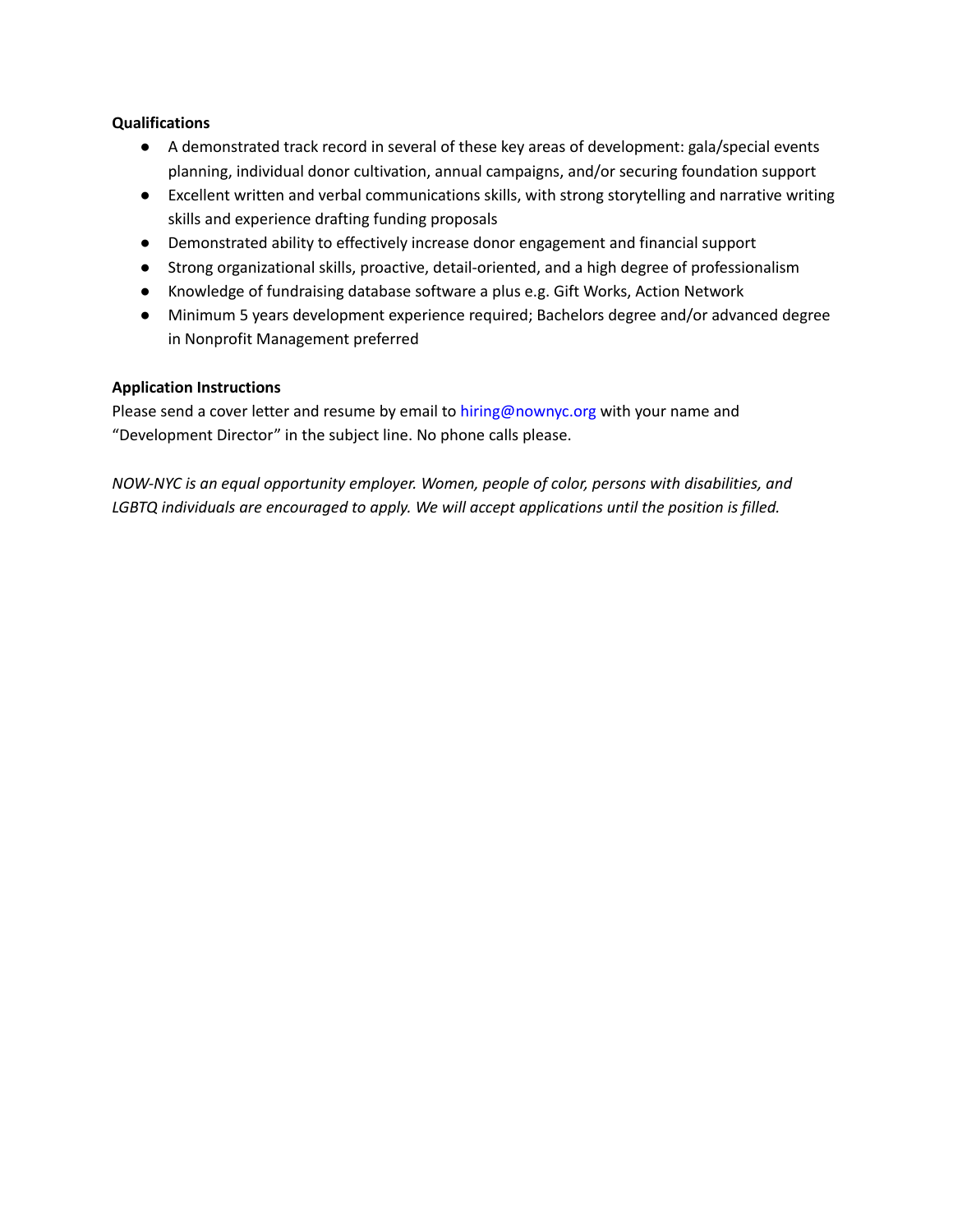**Qualifications**

- A demonstrated track record in several of these key areas of development: gala/special events planning, individual donor cultivation, annual campaigns, and/or securing foundation support
- Excellent written and verbal communications skills, with strong storytelling and narrative writing skills and experience drafting funding proposals
- Demonstrated ability to effectively increase donor engagement and financial support
- Strong organizational skills, proactive, detail-oriented, and a high degree of professionalism
- Knowledge of fundraising database software a plus e.g. Gift Works, Action Network
- Minimum 5 years development experience required; Bachelors degree and/or advanced degree in Nonprofit Management preferred

**Application Instructions**

Please send a cover letter and resume by email to hiring@nownyc.org with your name and “Development Director” in the subject line. No phone calls please.

*NOW-NYC is an equal opportunity employer. Women, people of color, persons with disabilities, and LGBTQ individuals are encouraged to apply. We will accept applications until the position is filled.*